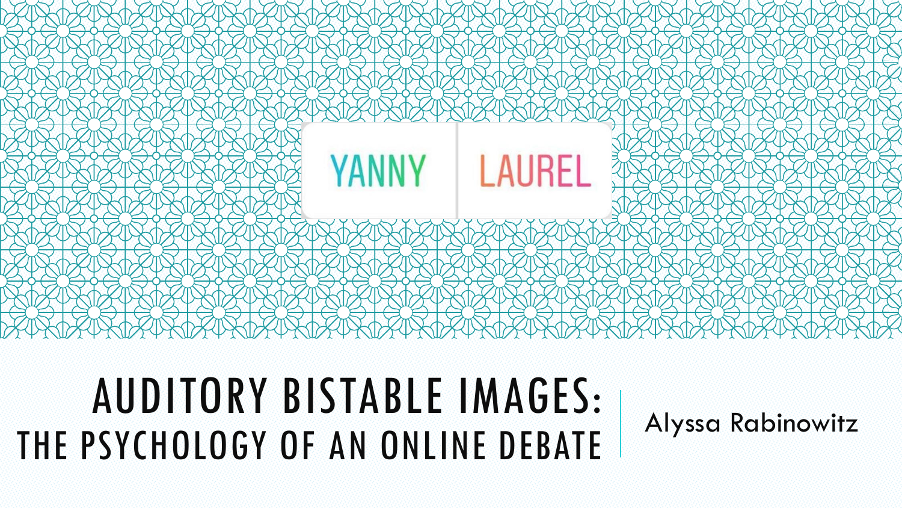YANNY | LAUREL

# AUDITORY BISTABLE IMAGES: THE PSYCHOLOGY OF AN ONLINE DEBATE

Alyssa Rabinowitz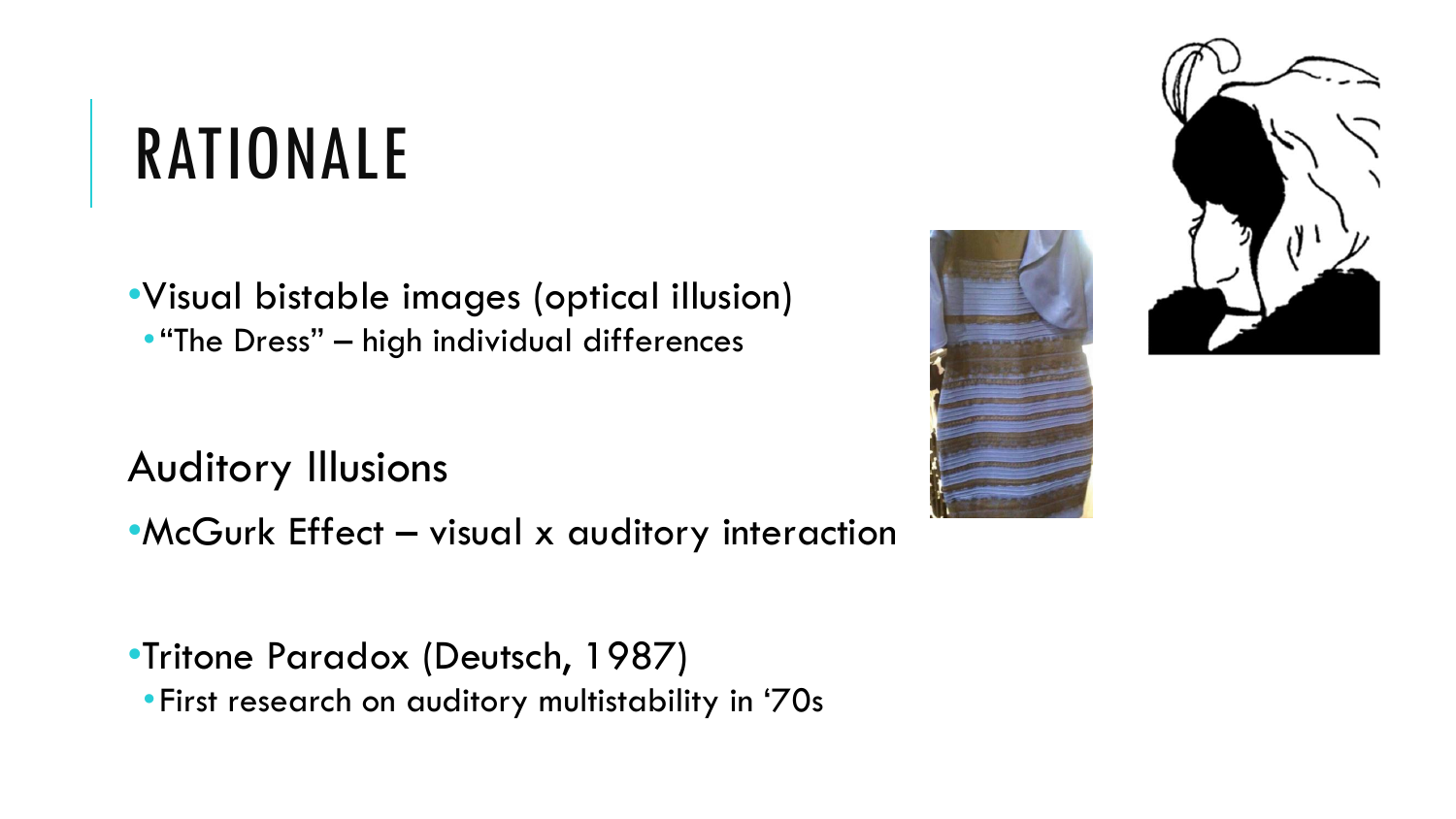# RATIONALE

- Visual bistable images (optical illusion)
  - "The Dress" – high individual differences

Auditory Illusions

- McGurk Effect – visual x auditory interaction

- Tritone Paradox (Deutsch, 1987)
  - First research on auditory multistability in '70s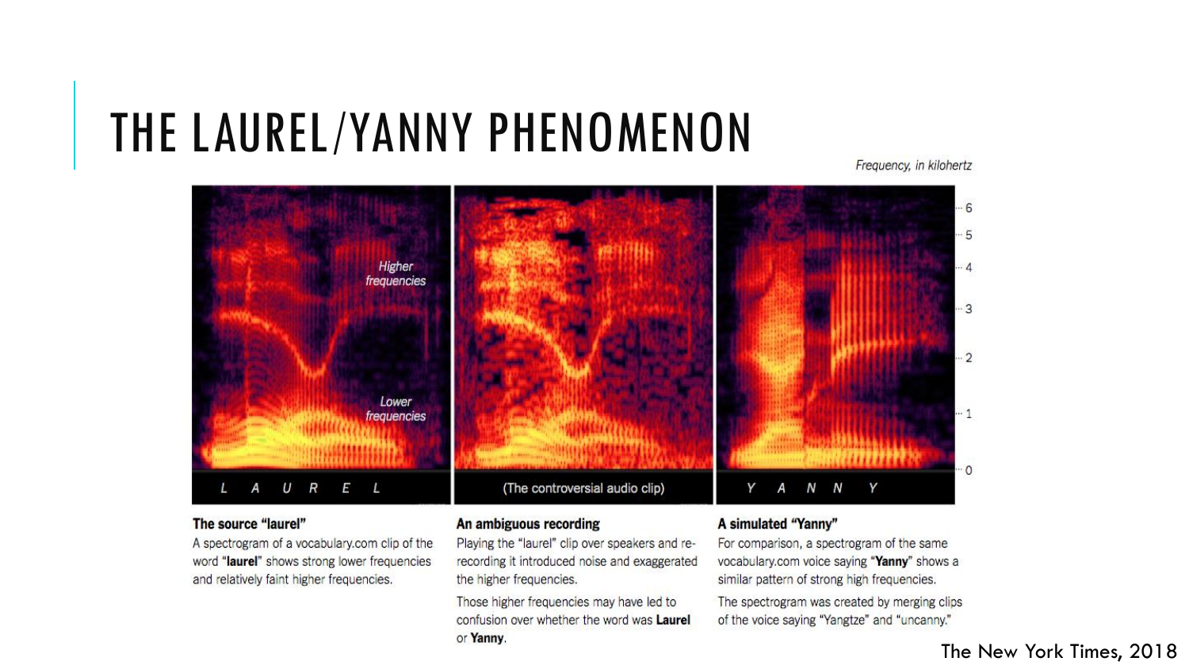# THE LAUREL/YANNY PHENOMENON

Frequency, in kilohertz

L A U R E L

(The controversial audio clip)

Y A N N Y

**The source "laurel"**

A spectrogram of a vocabulary.com clip of the word "**laurel**" shows strong lower frequencies and relatively faint higher frequencies.

**An ambiguous recording**

Playing the "laurel" clip over speakers and re-recording it introduced noise and exaggerated the higher frequencies.

Those higher frequencies may have led to confusion over whether the word was **Laurel** or **Yanny**.

**A simulated "Yanny"**

For comparison, a spectrogram of the same vocabulary.com voice saying "**Yanny**" shows a similar pattern of strong high frequencies.

The spectrogram was created by merging clips of the voice saying "Yangtze" and "uncanny."

The New York Times, 2018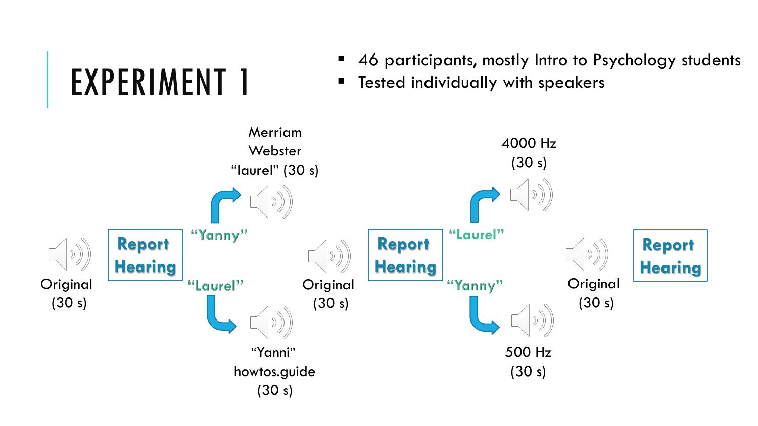# EXPERIMENT 1

- 46 participants, mostly Intro to Psychology students
- Tested individually with speakers

Original (30 s)

**Report Hearing**

"Yanny" → Merriam Webster "laurel" (30 s)

"Laurel" → "Yanni" howtos.guide (30 s)

Original (30 s)

**Report Hearing**

"Laurel" → 4000 Hz (30 s)

"Yanny" → 500 Hz (30 s)

Original (30 s)

**Report Hearing**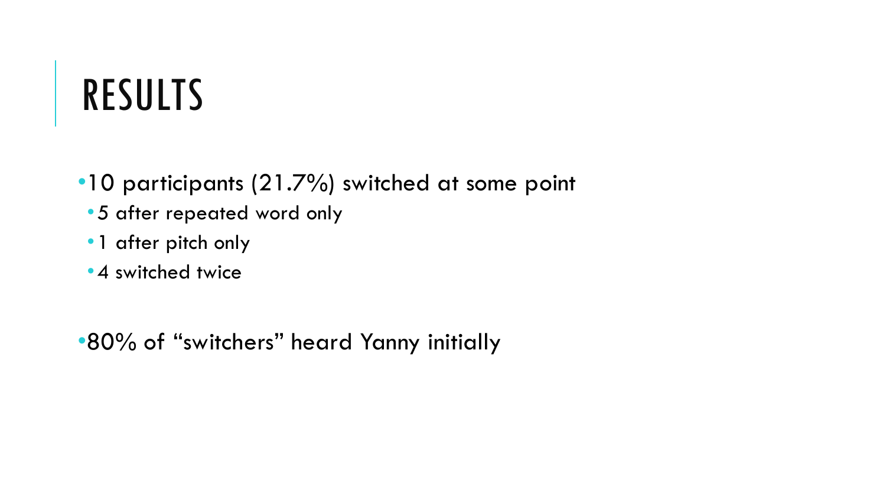# RESULTS

- 10 participants (21.7%) switched at some point
  - 5 after repeated word only
  - 1 after pitch only
  - 4 switched twice

- 80% of "switchers" heard Yanny initially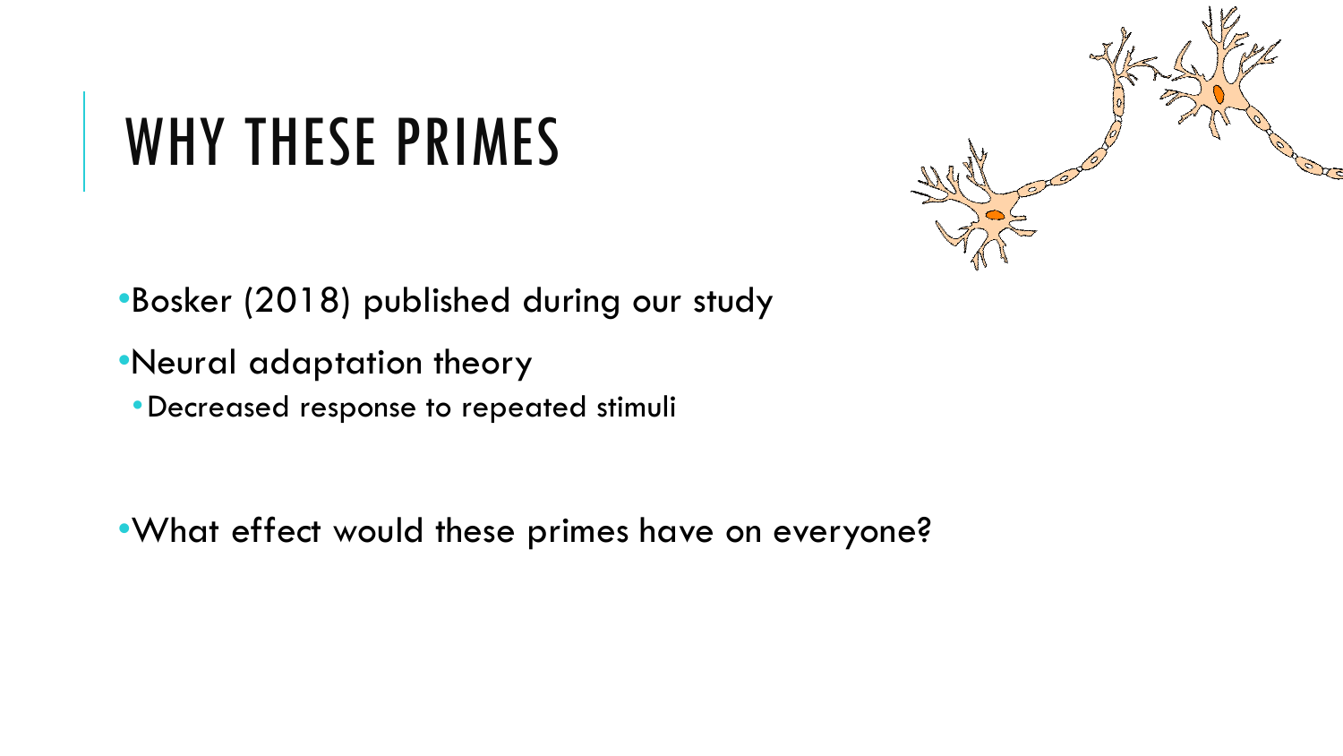# WHY THESE PRIMES

- Bosker (2018) published during our study
- Neural adaptation theory
  - Decreased response to repeated stimuli

- What effect would these primes have on everyone?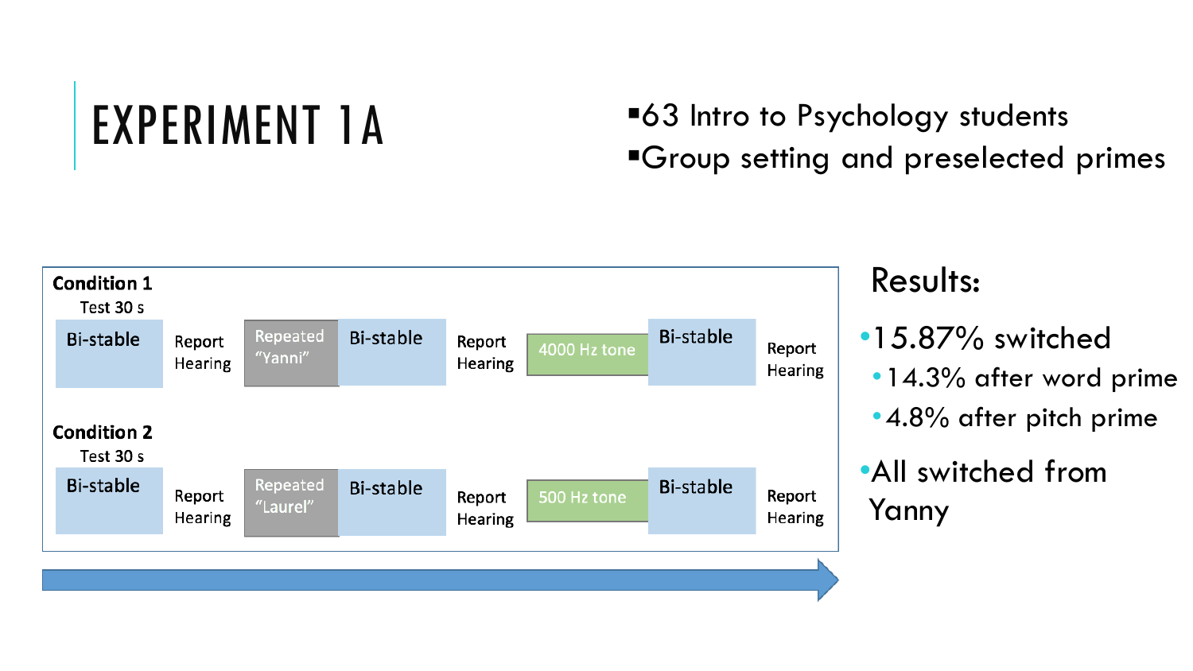# EXPERIMENT 1A

- 63 Intro to Psychology students
- Group setting and preselected primes

**Condition 1**

Test 30 s

| Bi-stable | Report Hearing | Repeated "Yanni" | Bi-stable | Report Hearing | 4000 Hz tone | Bi-stable | Report Hearing |
|---|---|---|---|---|---|---|---|

**Condition 2**

Test 30 s

| Bi-stable | Report Hearing | Repeated "Laurel" | Bi-stable | Report Hearing | 500 Hz tone | Bi-stable | Report Hearing |
|---|---|---|---|---|---|---|---|

Results:

- 15.87% switched
  - 14.3% after word prime
  - 4.8% after pitch prime
- All switched from Yanny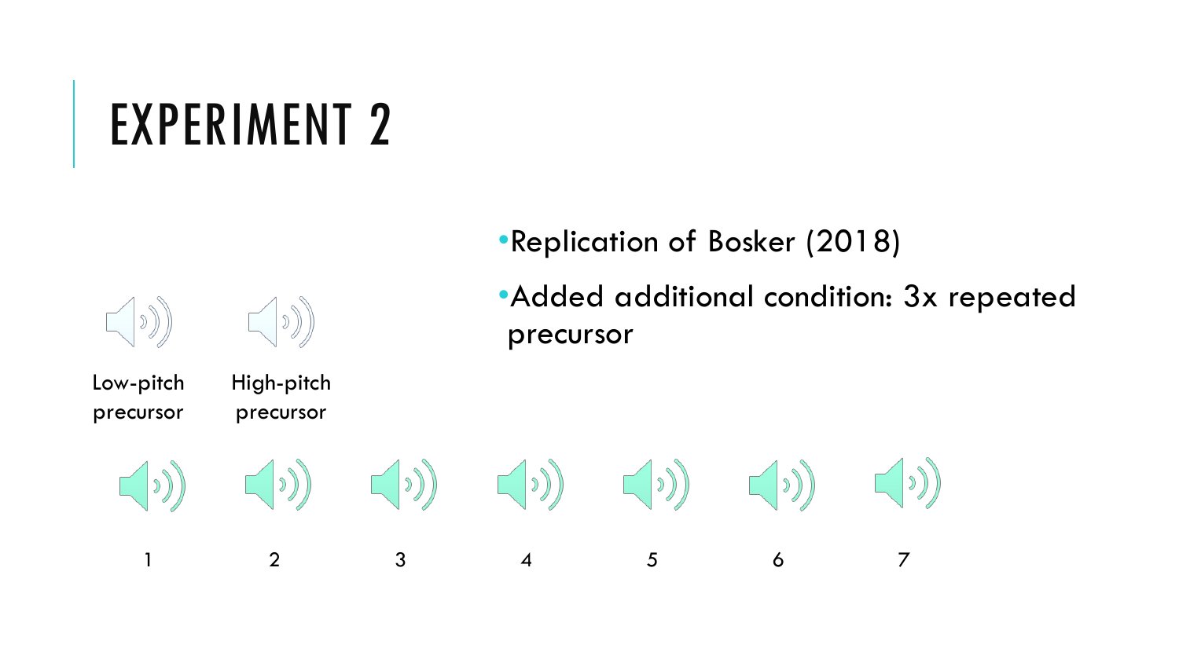# EXPERIMENT 2

- Replication of Bosker (2018)
- Added additional condition: 3x repeated precursor

Low-pitch precursor

High-pitch precursor

1 2 3 4 5 6 7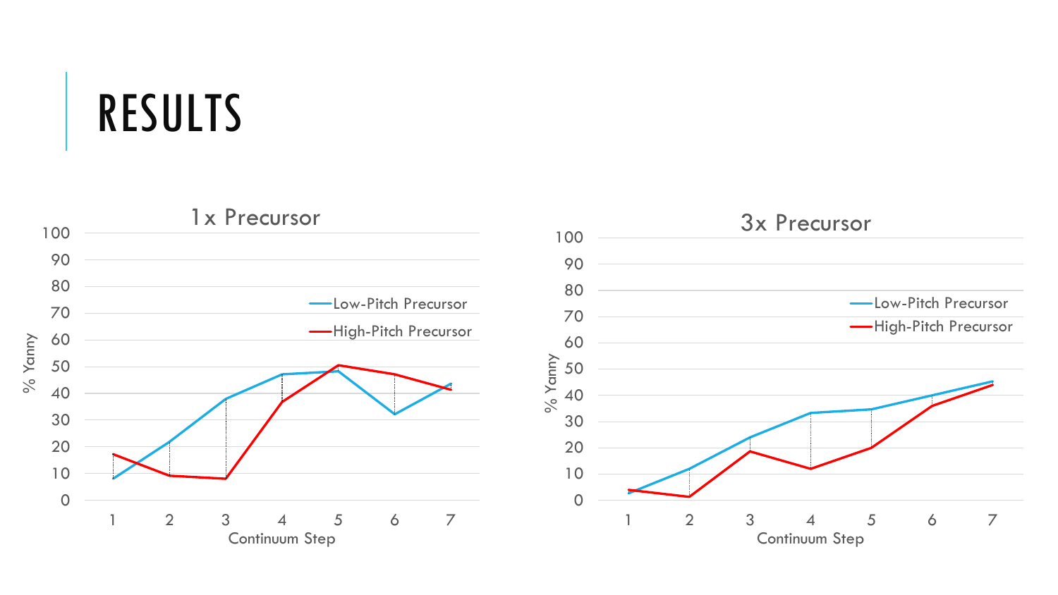# RESULTS

1x Precursor

100
90
80
70
60
50
40
30
20
10
0

% Yanny

1 2 3 4 5 6 7

Continuum Step

Low-Pitch Precursor
High-Pitch Precursor

3x Precursor

100
90
80
70
60
50
40
30
20
10
0

% Yanny

1 2 3 4 5 6 7

Continuum Step

Low-Pitch Precursor
High-Pitch Precursor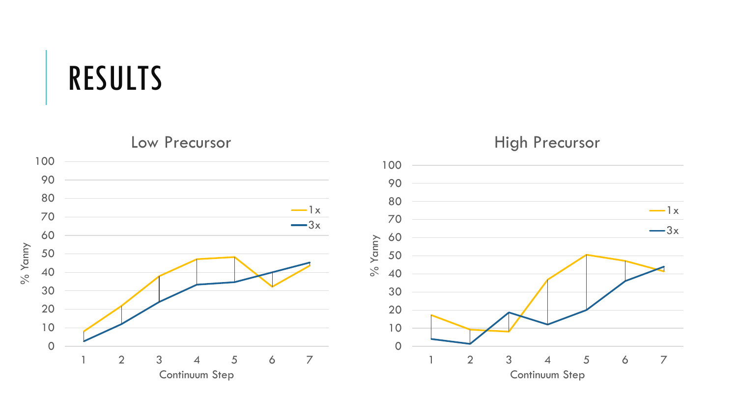# RESULTS

## Low Precursor

% Yanny (y-axis, 0–100) vs. Continuum Step (x-axis, 1–7); series: 1x, 3x

## High Precursor

% Yanny (y-axis, 0–100) vs. Continuum Step (x-axis, 1–7); series: 1x, 3x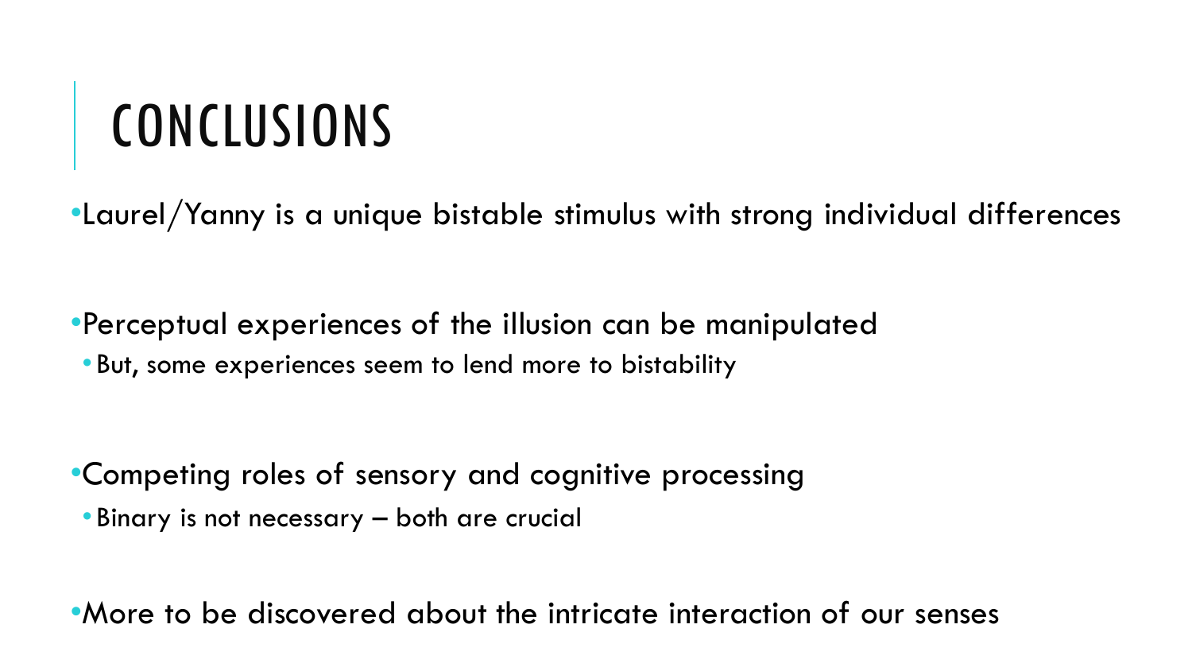# CONCLUSIONS

- Laurel/Yanny is a unique bistable stimulus with strong individual differences

- Perceptual experiences of the illusion can be manipulated
  - But, some experiences seem to lend more to bistability

- Competing roles of sensory and cognitive processing
  - Binary is not necessary – both are crucial

- More to be discovered about the intricate interaction of our senses